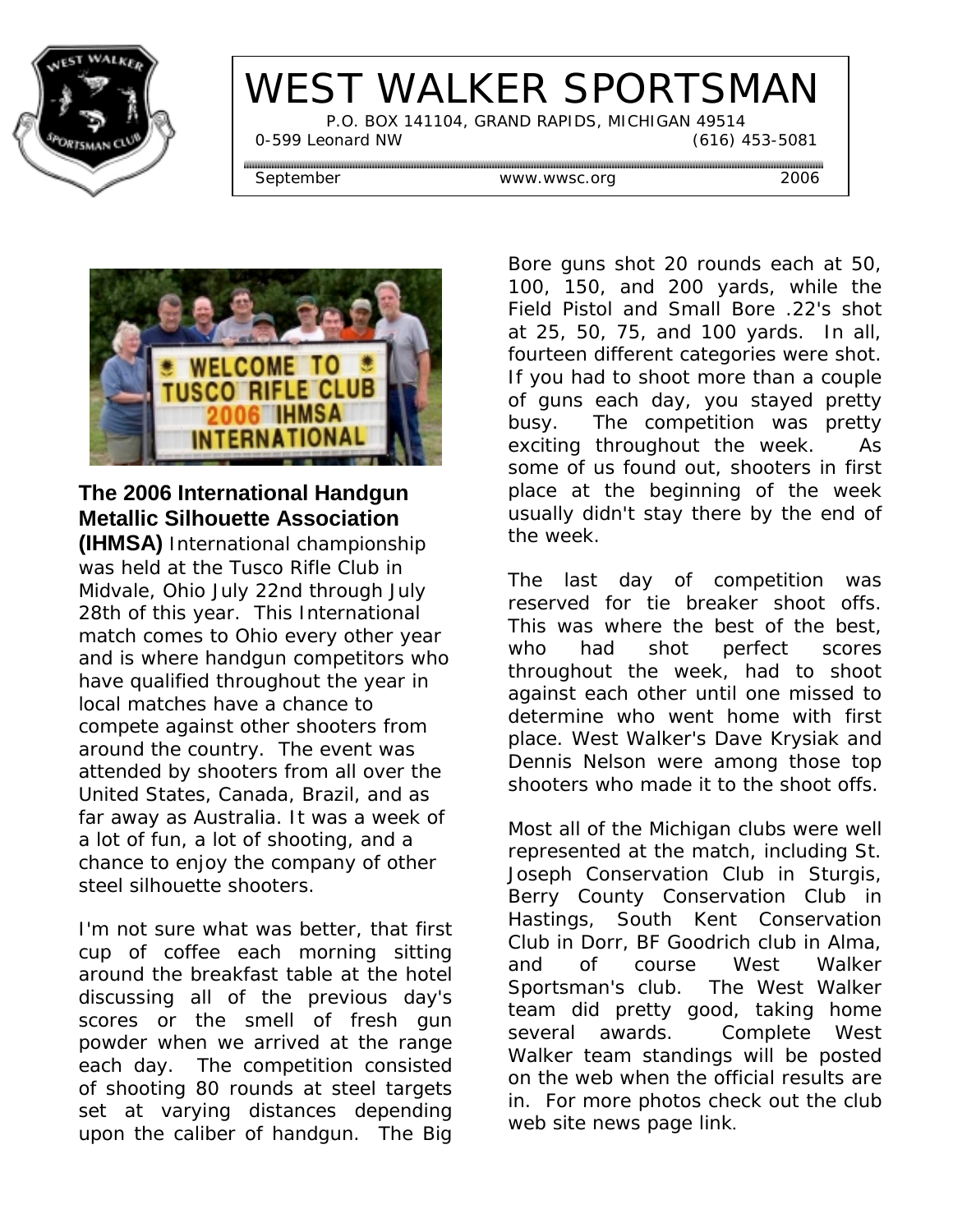# WEST WALKER SPORTSMAN

P.O. BOX 141104, GRAND RAPIDS, MICHIGAN 49514

0-599 Leonard NW (616) 453-5081

September www.wwsc.org 2006

**The 2006 International Handgun Metallic Silhouette Association (IHMSA)** International championship was held at the Tusco Rifle Club in Midvale, Ohio July 22nd through July 28th of this year. This International match comes to Ohio every other year and is where handgun competitors who have qualified throughout the year in local matches have a chance to compete against other shooters from around the country. The event was attended by shooters from all over the United States, Canada, Brazil, and as far away as Australia. It was a week of a lot of fun, a lot of shooting, and a chance to enjoy the company of other steel silhouette shooters.

I'm not sure what was better, that first cup of coffee each morning sitting around the breakfast table at the hotel discussing all of the previous day's scores or the smell of fresh gun powder when we arrived at the range each day. The competition consisted of shooting 80 rounds at steel targets set at varying distances depending upon the caliber of handgun. The Big Bore guns shot 20 rounds each at 50, 100, 150, and 200 yards, while the Field Pistol and Small Bore .22's shot at 25, 50, 75, and 100 yards. In all, fourteen different categories were shot. If you had to shoot more than a couple of guns each day, you stayed pretty busy. The competition was pretty exciting throughout the week. As some of us found out, shooters in first place at the beginning of the week usually didn't stay there by the end of the week.

The last day of competition was reserved for tie breaker shoot offs. This was where the best of the best, who had shot perfect scores throughout the week, had to shoot against each other until one missed to determine who went home with first place. West Walker's Dave Krysiak and Dennis Nelson were among those top shooters who made it to the shoot offs.

Most all of the Michigan clubs were well represented at the match, including St. Joseph Conservation Club in Sturgis, Berry County Conservation Club in Hastings, South Kent Conservation Club in Dorr, BF Goodrich club in Alma, and of course West Walker Sportsman's club. The West Walker team did pretty good, taking home several awards. Complete West Walker team standings will be posted on the web when the official results are in. For more photos check out the club web site news page link.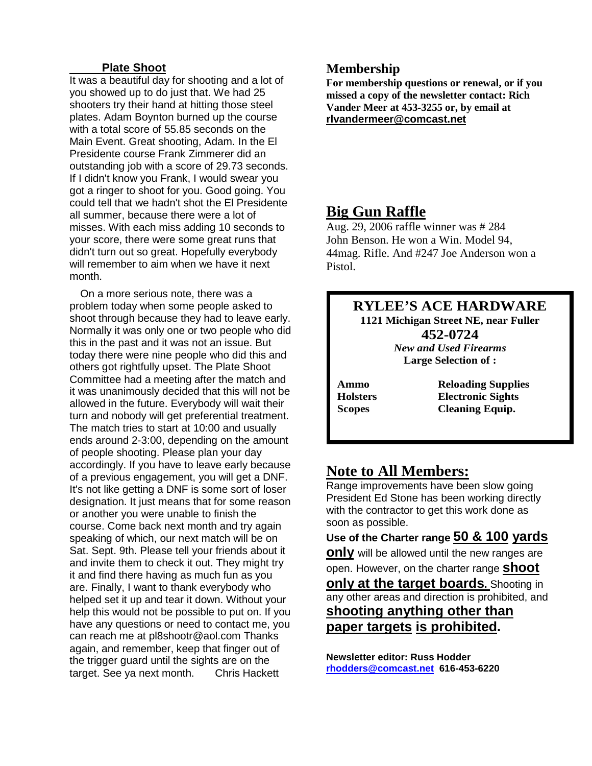## Plate Shoot

It was a beautiful day for shooting and a lot of you showed up to do just that. We had 25 shooters try their hand at hitting those steel plates. Adam Boynton burned up the course with a total score of 55.85 seconds on the Main Event. Great shooting, Adam. In the El Presidente course Frank Zimmerer did an outstanding job with a score of 29.73 seconds. If I didn't know you Frank, I would swear you got a ringer to shoot for you. Good going. You could tell that we hadn't shot the El Presidente all summer, because there were a lot of misses. With each miss adding 10 seconds to your score, there were some great runs that didn't turn out so great. Hopefully everybody will remember to aim when we have it next month.

On a more serious note, there was a problem today when some people asked to shoot through because they had to leave early. Normally it was only one or two people who did this in the past and it was not an issue. But today there were nine people who did this and others got rightfully upset. The Plate Shoot Committee had a meeting after the match and it was unanimously decided that this will not be allowed in the future. Everybody will wait their turn and nobody will get preferential treatment. The match tries to start at 10:00 and usually ends around 2-3:00, depending on the amount of people shooting. Please plan your day accordingly. If you have to leave early because of a previous engagement, you will get a DNF. It's not like getting a DNF is some sort of loser designation. It just means that for some reason or another you were unable to finish the course. Come back next month and try again speaking of which, our next match will be on Sat. Sept. 9th. Please tell your friends about it and invite them to check it out. They might try it and find there having as much fun as you are. Finally, I want to thank everybody who helped set it up and tear it down. Without your help this would not be possible to put on. If you have any questions or need to contact me, you can reach me at pl8shootr@aol.com Thanks again, and remember, keep that finger out of the trigger guard until the sights are on the target. See ya next month. Chris Hackett

## Membership

**For membership questions or renewal, or if you missed a copy of the newsletter contact: Rich Vander Meer at 453-3255 or, by email at rlvandermeer@comcast.net**

## Big Gun Raffle

Aug. 29, 2006 raffle winner was # 284 John Benson. He won a Win. Model 94, 44mag. Rifle. And #247 Joe Anderson won a Pistol.

**RYLEE'S ACE HARDWARE**
**1121 Michigan Street NE, near Fuller**
**452-0724**
***New and Used Firearms***
**Large Selection of :**

| | |
|---|---|
| **Ammo** | **Reloading Supplies** |
| **Holsters** | **Electronic Sights** |
| **Scopes** | **Cleaning Equip.** |

## Note to All Members:

Range improvements have been slow going President Ed Stone has been working directly with the contractor to get this work done as soon as possible.

**Use of the Charter range 50 & 100 yards only** will be allowed until the new ranges are open. However, on the charter range **shoot only at the target boards.** Shooting in any other areas and direction is prohibited, and **shooting anything other than paper targets is prohibited.**

**Newsletter editor: Russ Hodder**
**rhodders@comcast.net 616-453-6220**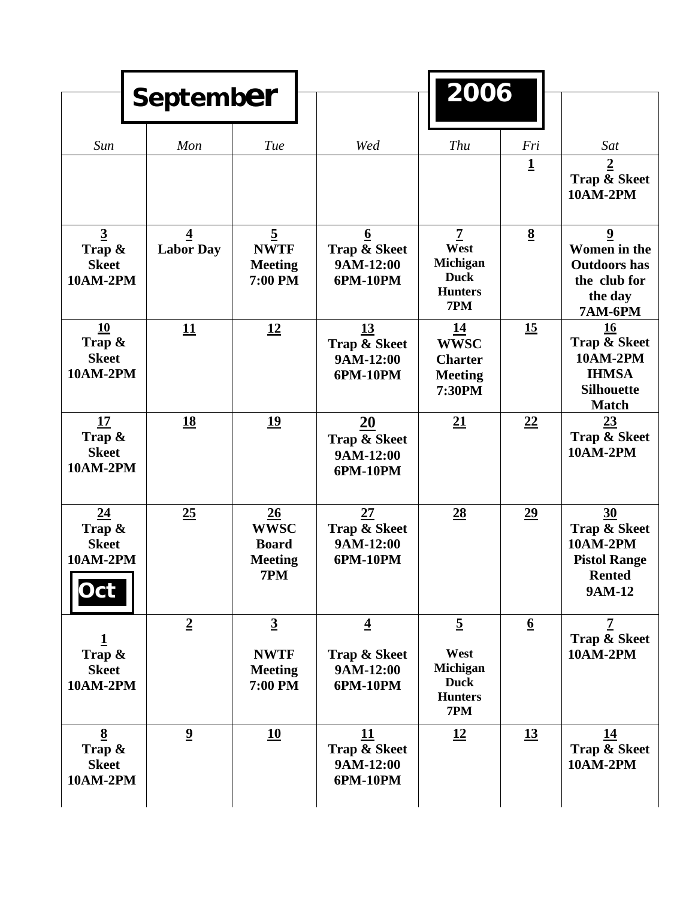# September 2006

| Sun | Mon | Tue | Wed | Thu | Fri | Sat |
|---|---|---|---|---|---|---|
| | | | | | **1** | **2** Trap & Skeet 10AM-2PM |
| **3** Trap & Skeet 10AM-2PM | **4** Labor Day | **5** NWTF Meeting 7:00 PM | **6** Trap & Skeet 9AM-12:00 6PM-10PM | **7** West Michigan Duck Hunters 7PM | **8** | **9** Women in the Outdoors has the club for the day 7AM-6PM |
| **10** Trap & Skeet 10AM-2PM | **11** | **12** | **13** Trap & Skeet 9AM-12:00 6PM-10PM | **14** WWSC Charter Meeting 7:30PM | **15** | **16** Trap & Skeet 10AM-2PM IHMSA Silhouette Match |
| **17** Trap & Skeet 10AM-2PM | **18** | **19** | **20** Trap & Skeet 9AM-12:00 6PM-10PM | **21** | **22** | **23** Trap & Skeet 10AM-2PM |
| **24** Trap & Skeet 10AM-2PM | **25** | **26** WWSC Board Meeting 7PM | **27** Trap & Skeet 9AM-12:00 6PM-10PM | **28** | **29** | **30** Trap & Skeet 10AM-2PM Pistol Range Rented 9AM-12 |
| **Oct** **1** Trap & Skeet 10AM-2PM | **2** | **3** NWTF Meeting 7:00 PM | **4** Trap & Skeet 9AM-12:00 6PM-10PM | **5** West Michigan Duck Hunters 7PM | **6** | **7** Trap & Skeet 10AM-2PM |
| **8** Trap & Skeet 10AM-2PM | **9** | **10** | **11** Trap & Skeet 9AM-12:00 6PM-10PM | **12** | **13** | **14** Trap & Skeet 10AM-2PM |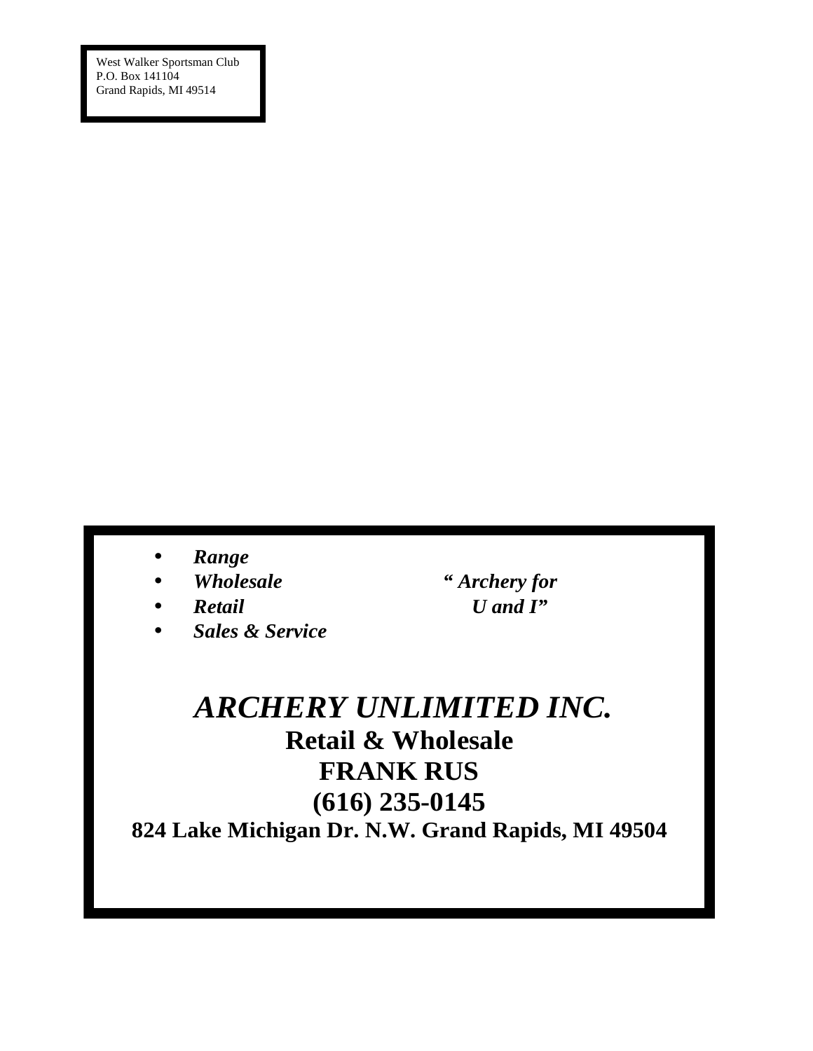West Walker Sportsman Club
P.O. Box 141104
Grand Rapids, MI 49514

- ***Range***
- ***Wholesale***
- ***Retail***
- ***Sales & Service***

***" Archery for U and I"***

# *ARCHERY UNLIMITED INC.*

**Retail & Wholesale**

**FRANK RUS**

**(616) 235-0145**

**824 Lake Michigan Dr. N.W. Grand Rapids, MI 49504**